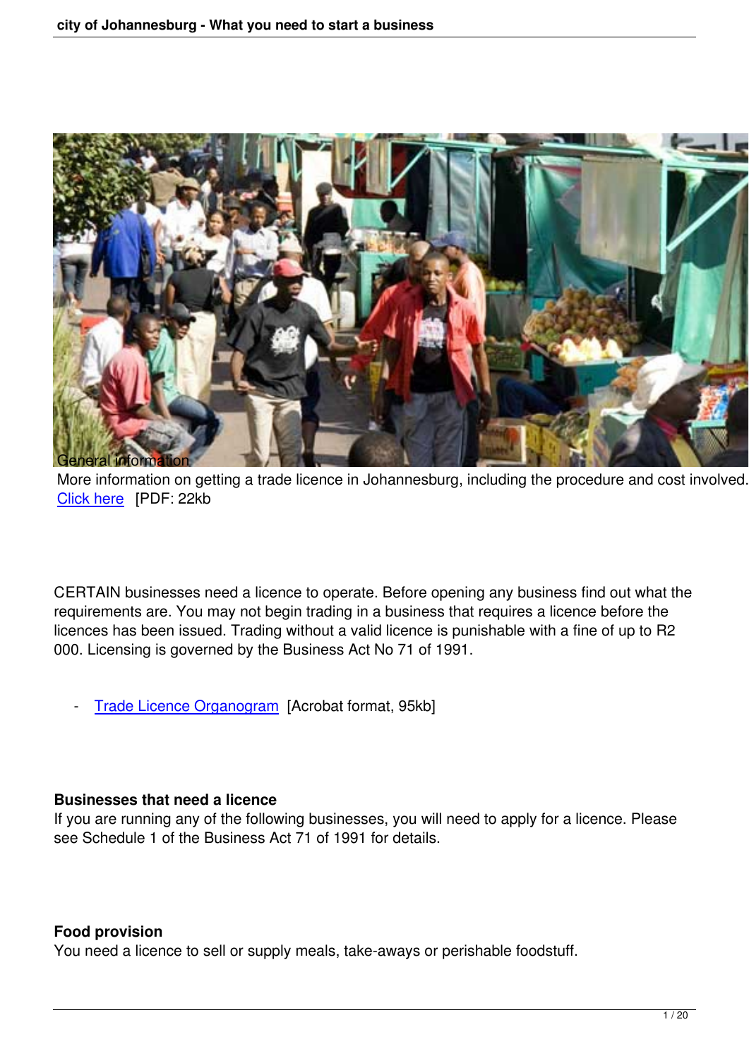General information

More information on getting a trade licence in Johannesburg, including the procedure and cost involved. Click here [PDF: 22kb]

CERTAIN businesses need a licence to operate. Before opening any business find out what the requirements are. You may not begin trading in a business that requires a licence before the licences has been issued. Trading without a valid licence is punishable with a fine of up to R2 000. Licensing is governed by the Business Act No 71 of 1991.

- Trade Licence Organogram [Acrobat format, 95kb]

**Businesses that need a licence**

If you are running any of the following businesses, you will need to apply for a licence. Please see Schedule 1 of the Business Act 71 of 1991 for details.

**Food provision**

You need a licence to sell or supply meals, take-aways or perishable foodstuff.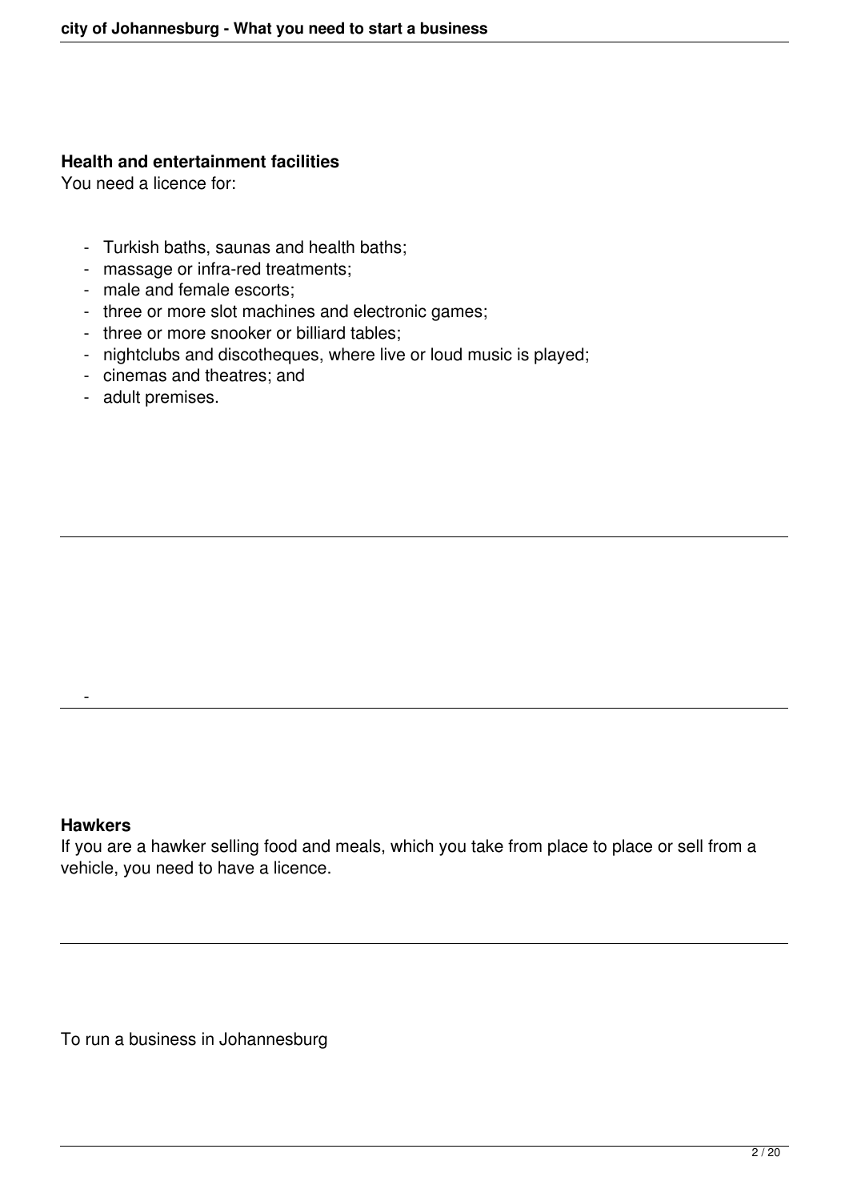**Health and entertainment facilities**

You need a licence for:

- Turkish baths, saunas and health baths;
- massage or infra-red treatments;
- male and female escorts;
- three or more slot machines and electronic games;
- three or more snooker or billiard tables;
- nightclubs and discotheques, where live or loud music is played;
- cinemas and theatres; and
- adult premises.

---

-

---

**Hawkers**

If you are a hawker selling food and meals, which you take from place to place or sell from a vehicle, you need to have a licence.

---

To run a business in Johannesburg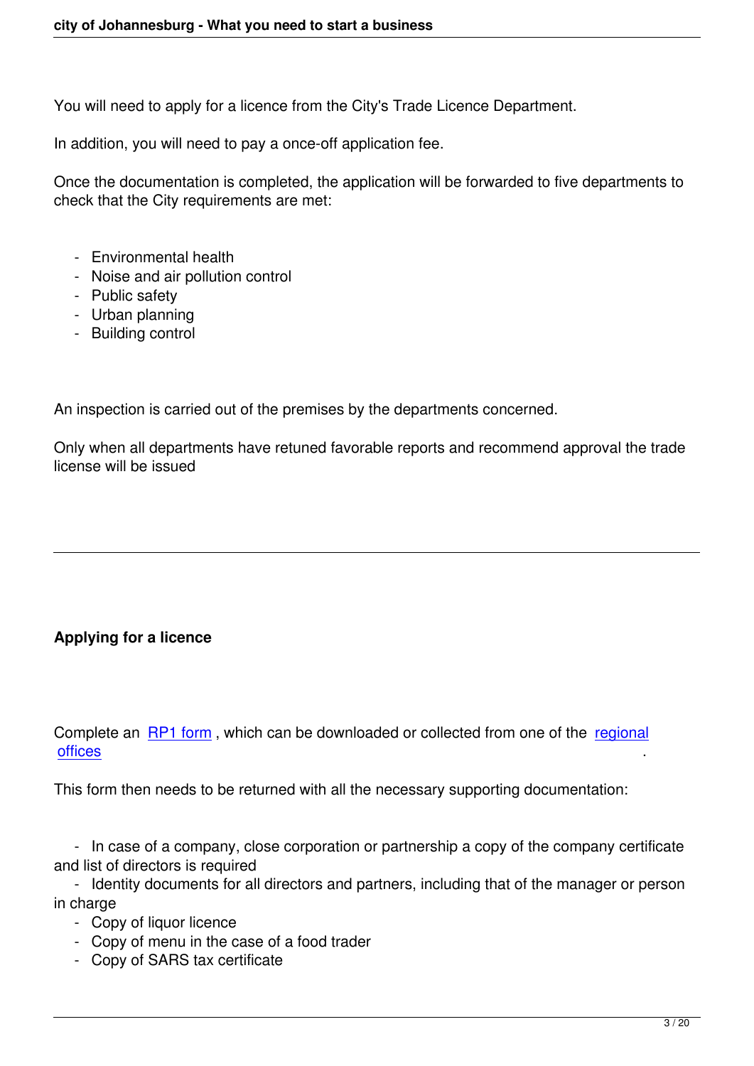You will need to apply for a licence from the City's Trade Licence Department.

In addition, you will need to pay a once-off application fee.

Once the documentation is completed, the application will be forwarded to five departments to check that the City requirements are met:

- Environmental health
- Noise and air pollution control
- Public safety
- Urban planning
- Building control

An inspection is carried out of the premises by the departments concerned.

Only when all departments have retuned favorable reports and recommend approval the trade license will be issued

---

**Applying for a licence**

Complete an RP1 form , which can be downloaded or collected from one of the regional offices .

This form then needs to be returned with all the necessary supporting documentation:

- In case of a company, close corporation or partnership a copy of the company certificate and list of directors is required
- Identity documents for all directors and partners, including that of the manager or person in charge
- Copy of liquor licence
- Copy of menu in the case of a food trader
- Copy of SARS tax certificate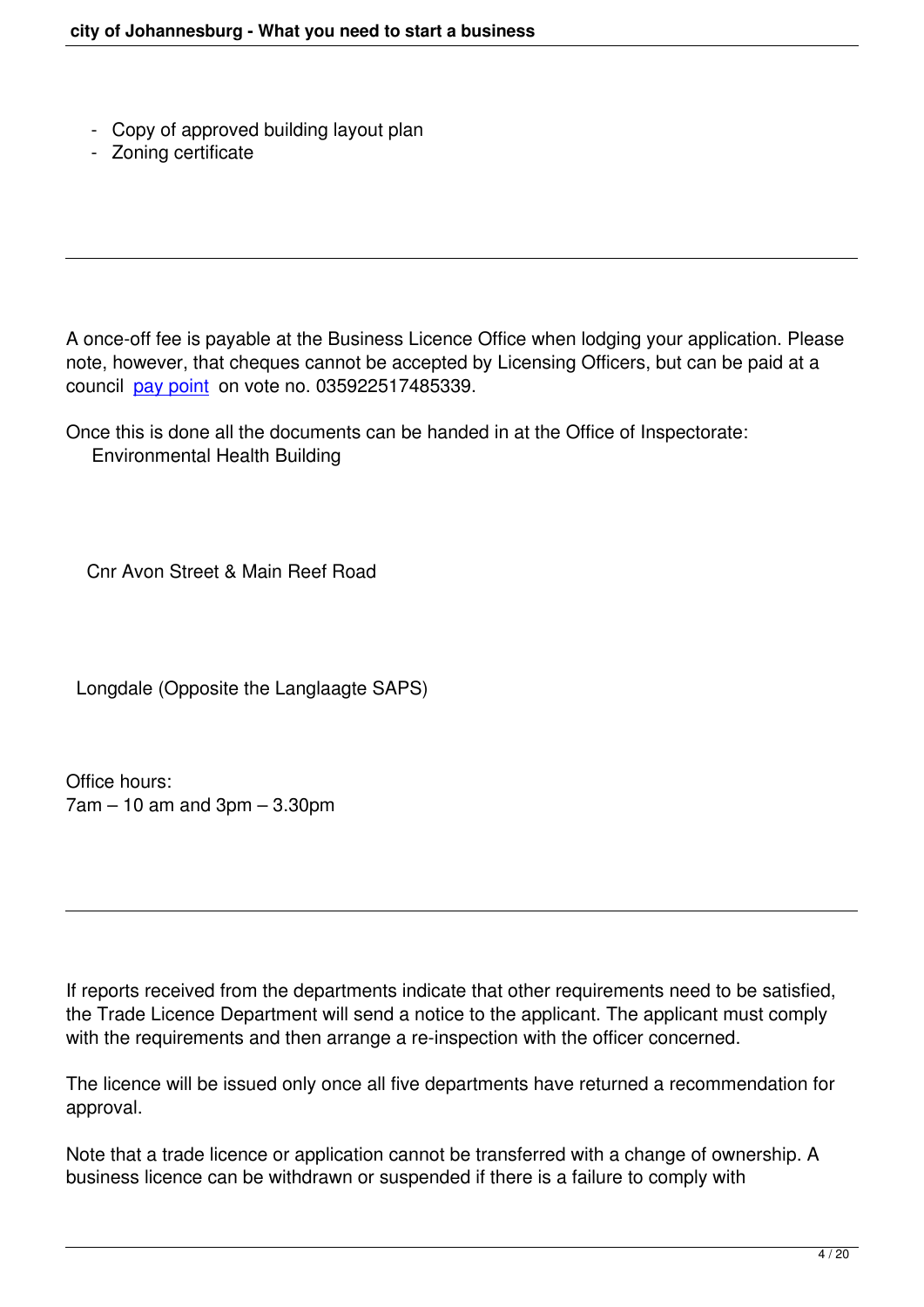- Copy of approved building layout plan
- Zoning certificate

---

A once-off fee is payable at the Business Licence Office when lodging your application. Please note, however, that cheques cannot be accepted by Licensing Officers, but can be paid at a council pay point on vote no. 035922517485339.

Once this is done all the documents can be handed in at the Office of Inspectorate:
Environmental Health Building

Cnr Avon Street & Main Reef Road

Longdale (Opposite the Langlaagte SAPS)

Office hours:
7am – 10 am and 3pm – 3.30pm

---

If reports received from the departments indicate that other requirements need to be satisfied, the Trade Licence Department will send a notice to the applicant. The applicant must comply with the requirements and then arrange a re-inspection with the officer concerned.

The licence will be issued only once all five departments have returned a recommendation for approval.

Note that a trade licence or application cannot be transferred with a change of ownership. A business licence can be withdrawn or suspended if there is a failure to comply with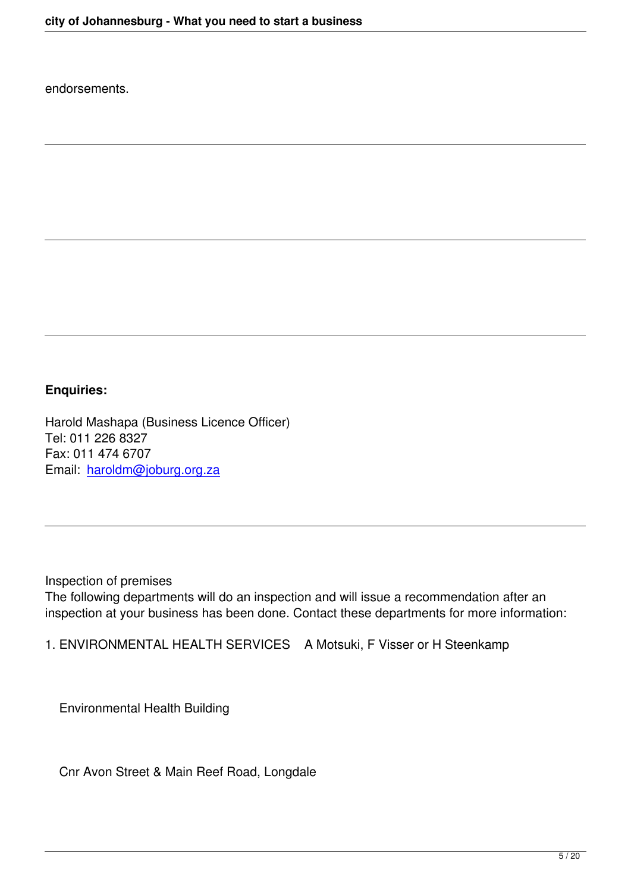endorsements.

---

---

---

**Enquiries:**

Harold Mashapa (Business Licence Officer)
Tel: 011 226 8327
Fax: 011 474 6707
Email: [haroldm@joburg.org.za](mailto:haroldm@joburg.org.za)

---

Inspection of premises
The following departments will do an inspection and will issue a recommendation after an inspection at your business has been done. Contact these departments for more information:

1. ENVIRONMENTAL HEALTH SERVICES A Motsuki, F Visser or H Steenkamp

   Environmental Health Building

   Cnr Avon Street & Main Reef Road, Longdale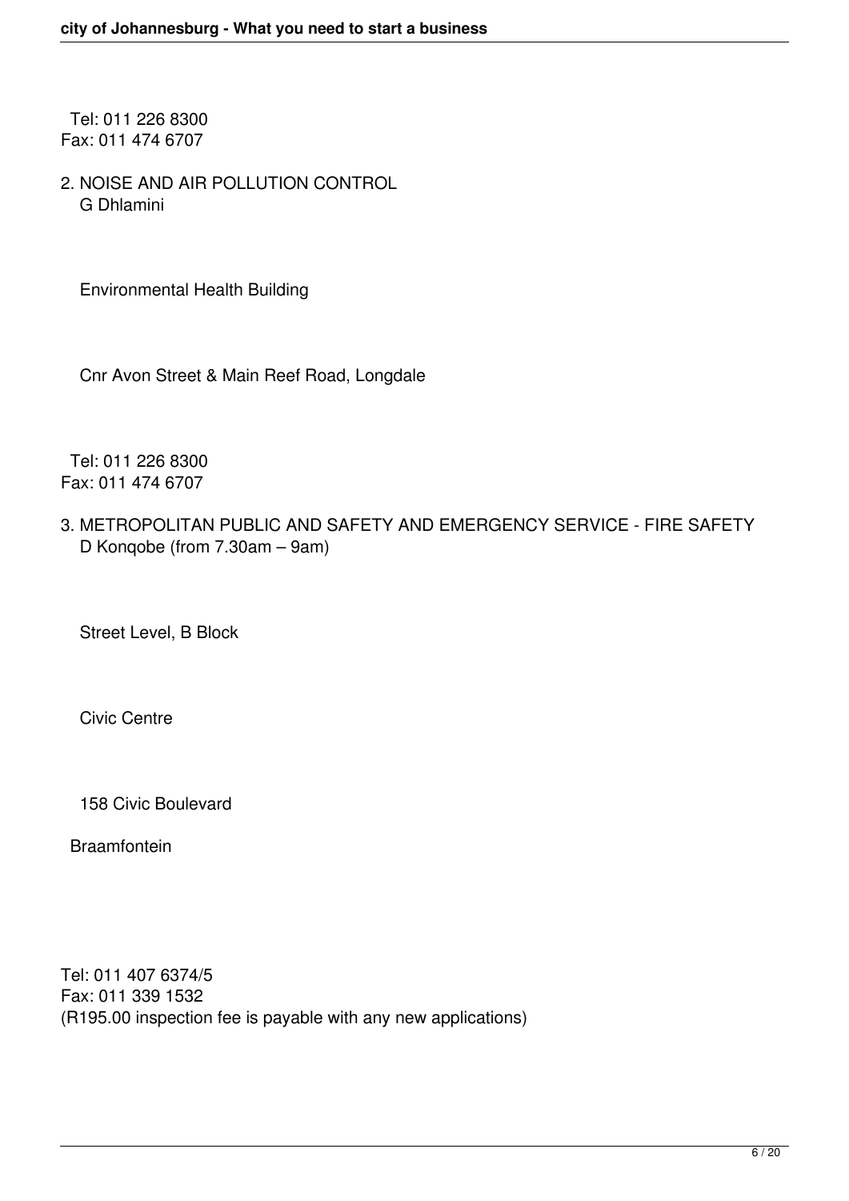Tel: 011 226 8300
Fax: 011 474 6707

2. NOISE AND AIR POLLUTION CONTROL
   G Dhlamini

   Environmental Health Building

   Cnr Avon Street & Main Reef Road, Longdale

Tel: 011 226 8300
Fax: 011 474 6707

3. METROPOLITAN PUBLIC AND SAFETY AND EMERGENCY SERVICE - FIRE SAFETY
   D Konqobe (from 7.30am – 9am)

   Street Level, B Block

   Civic Centre

   158 Civic Boulevard

   Braamfontein

Tel: 011 407 6374/5
Fax: 011 339 1532
(R195.00 inspection fee is payable with any new applications)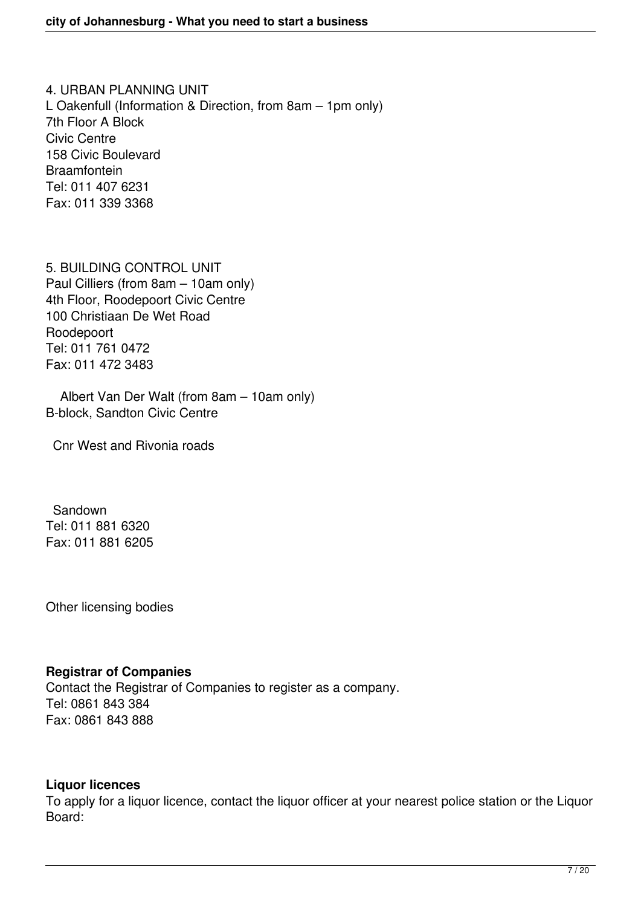4. URBAN PLANNING UNIT
L Oakenfull (Information & Direction, from 8am – 1pm only)
7th Floor A Block
Civic Centre
158 Civic Boulevard
Braamfontein
Tel: 011 407 6231
Fax: 011 339 3368

5. BUILDING CONTROL UNIT
Paul Cilliers (from 8am – 10am only)
4th Floor, Roodepoort Civic Centre
100 Christiaan De Wet Road
Roodepoort
Tel: 011 761 0472
Fax: 011 472 3483

Albert Van Der Walt (from 8am – 10am only)
B-block, Sandton Civic Centre

Cnr West and Rivonia roads

Sandown
Tel: 011 881 6320
Fax: 011 881 6205

Other licensing bodies

**Registrar of Companies**
Contact the Registrar of Companies to register as a company.
Tel: 0861 843 384
Fax: 0861 843 888

**Liquor licences**
To apply for a liquor licence, contact the liquor officer at your nearest police station or the Liquor Board: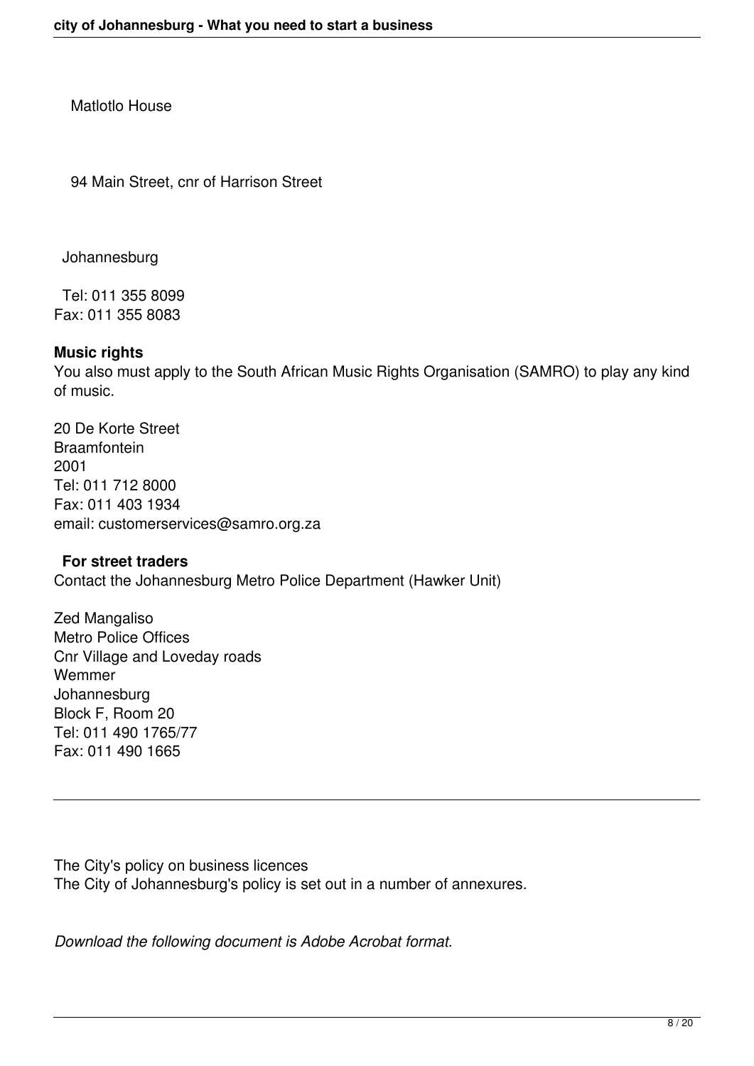Matlotlo House

94 Main Street, cnr of Harrison Street

Johannesburg

Tel: 011 355 8099
Fax: 011 355 8083

**Music rights**
You also must apply to the South African Music Rights Organisation (SAMRO) to play any kind of music.

20 De Korte Street
Braamfontein
2001
Tel: 011 712 8000
Fax: 011 403 1934
email: customerservices@samro.org.za

**For street traders**
Contact the Johannesburg Metro Police Department (Hawker Unit)

Zed Mangaliso
Metro Police Offices
Cnr Village and Loveday roads
Wemmer
Johannesburg
Block F, Room 20
Tel: 011 490 1765/77
Fax: 011 490 1665

---

The City's policy on business licences
The City of Johannesburg's policy is set out in a number of annexures.

*Download the following document is Adobe Acrobat format.*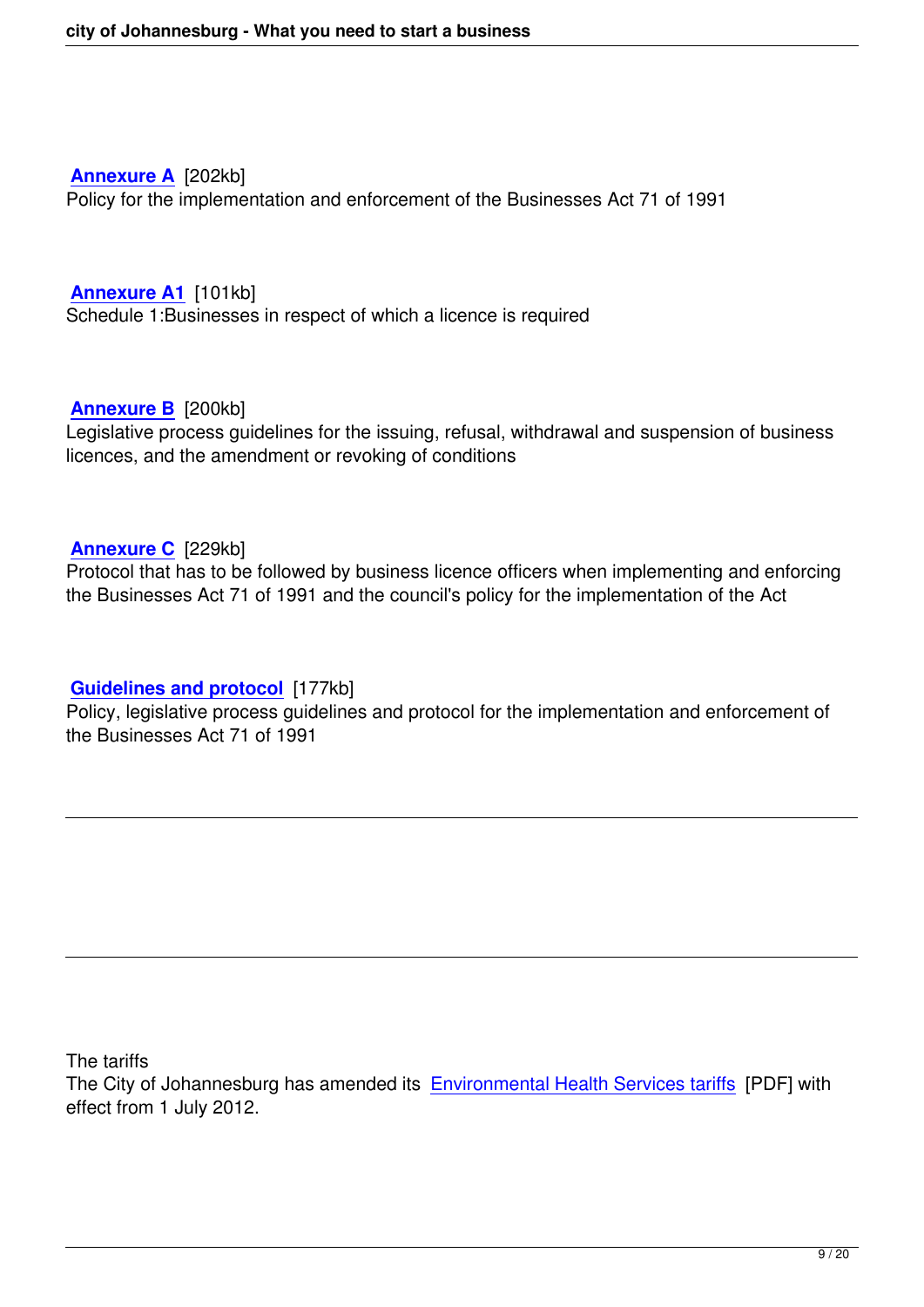**Annexure A** [202kb]
Policy for the implementation and enforcement of the Businesses Act 71 of 1991

**Annexure A1** [101kb]
Schedule 1:Businesses in respect of which a licence is required

**Annexure B** [200kb]
Legislative process guidelines for the issuing, refusal, withdrawal and suspension of business licences, and the amendment or revoking of conditions

**Annexure C** [229kb]
Protocol that has to be followed by business licence officers when implementing and enforcing the Businesses Act 71 of 1991 and the council's policy for the implementation of the Act

**Guidelines and protocol** [177kb]
Policy, legislative process guidelines and protocol for the implementation and enforcement of the Businesses Act 71 of 1991

---

---

The tariffs
The City of Johannesburg has amended its Environmental Health Services tariffs [PDF] with effect from 1 July 2012.

---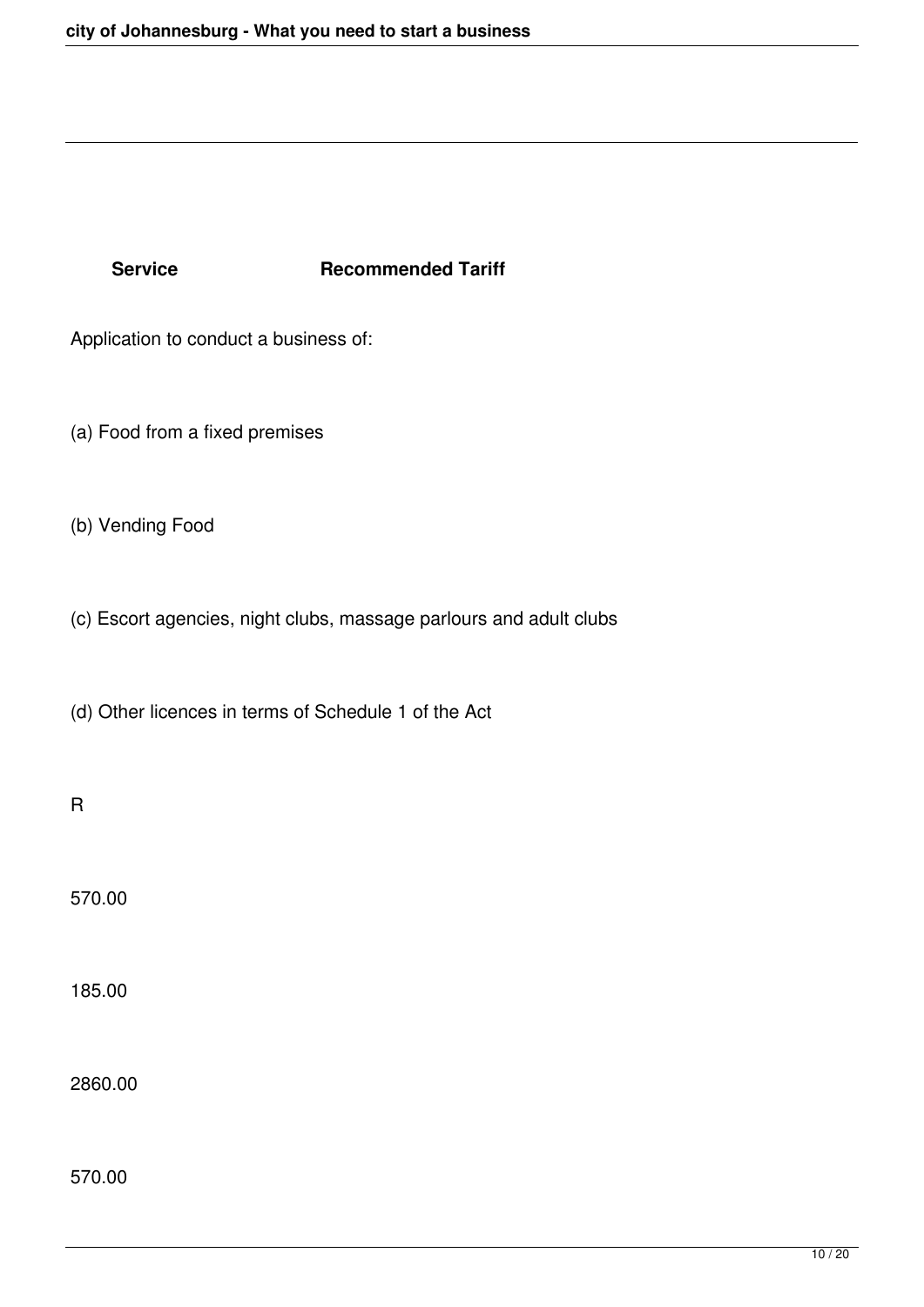| Service | Recommended Tariff |
| --- | --- |
| Application to conduct a business of: | R |
| (a) Food from a fixed premises | 570.00 |
| (b) Vending Food | 185.00 |
| (c) Escort agencies, night clubs, massage parlours and adult clubs | 2860.00 |
| (d) Other licences in terms of Schedule 1 of the Act | 570.00 |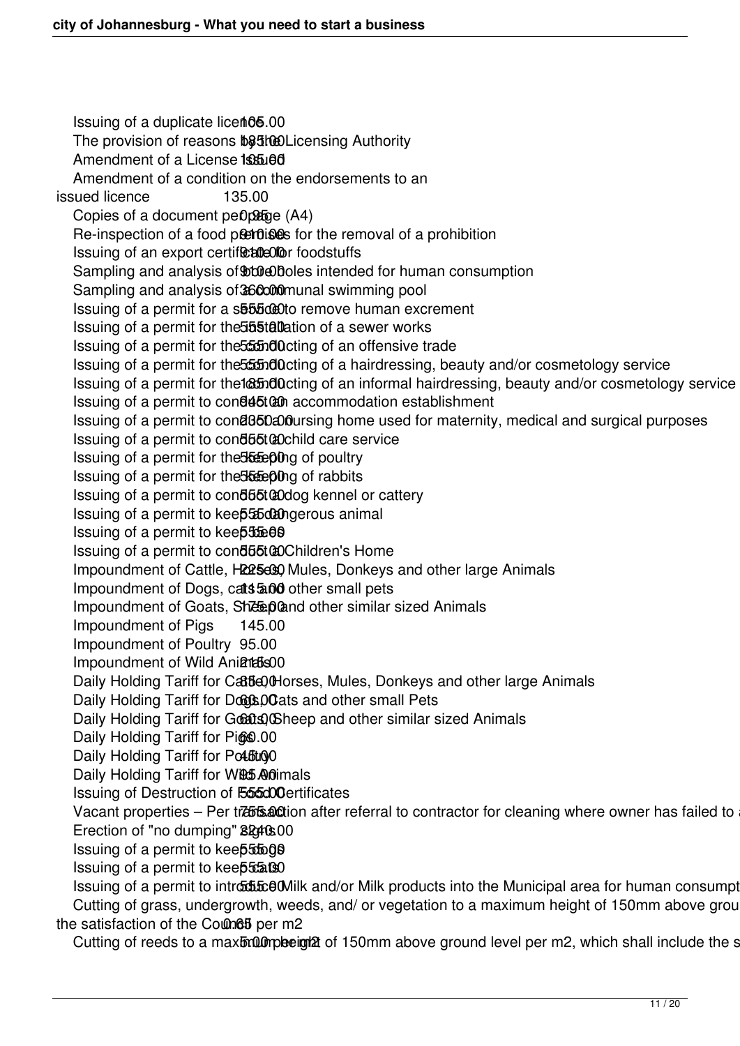| Description | Fee |
|---|---|
| Issuing of a duplicate licence | 105.00 |
| The provision of reasons by the Licensing Authority | 185.00 |
| Amendment of a License issued | 135.00 |
| Amendment of a condition on the endorsements to an issued licence | 135.00 |
| Copies of a document per page (A4) | 0.95 |
| Re-inspection of a food premises for the removal of a prohibition | 910.00 |
| Issuing of an export certificate for foodstuffs | 910.00 |
| Sampling and analysis of boreholes intended for human consumption | 910.00 |
| Sampling and analysis of a communal swimming pool | 360.00 |
| Issuing of a permit for a service to remove human excrement | 555.00 |
| Issuing of a permit for the installation of a sewer works | 555.00 |
| Issuing of a permit for the conducting of an offensive trade | 555.00 |
| Issuing of a permit for the conducting of a hairdressing, beauty and/or cosmetology service | 555.00 |
| Issuing of a permit for the conducting of an informal hairdressing, beauty and/or cosmetology service | 185.00 |
| Issuing of a permit to conduct an accommodation establishment | 645.00 |
| Issuing of a permit to conduct a nursing home used for maternity, medical and surgical purposes | 2350.00 |
| Issuing of a permit to conduct a child care service | 555.00 |
| Issuing of a permit for the keeping of poultry | 555.00 |
| Issuing of a permit for the keeping of rabbits | 555.00 |
| Issuing of a permit to conduct a dog kennel or cattery | 555.00 |
| Issuing of a permit to keep a dangerous animal | 555.00 |
| Issuing of a permit to keep bees | 555.00 |
| Issuing of a permit to conduct a Children's Home | 555.00 |
| Impoundment of Cattle, Horses, Mules, Donkeys and other large Animals | 225.00 |
| Impoundment of Dogs, cats and other small pets | 115.00 |
| Impoundment of Goats, Sheep and other similar sized Animals | 175.00 |
| Impoundment of Pigs | 145.00 |
| Impoundment of Poultry | 95.00 |
| Impoundment of Wild Animals | 215.00 |
| Daily Holding Tariff for Cattle, Horses, Mules, Donkeys and other large Animals | 85.00 |
| Daily Holding Tariff for Dogs, Cats and other small Pets | 60.00 |
| Daily Holding Tariff for Goats, Sheep and other similar sized Animals | 60.00 |
| Daily Holding Tariff for Pigs | 60.00 |
| Daily Holding Tariff for Poultry | 45.00 |
| Daily Holding Tariff for Wild Animals | 95.00 |
| Issuing of Destruction of Food Certificates | 555.00 |
| Vacant properties – Per transaction after referral to contractor for cleaning where owner has failed to a | 755.00 |
| Erection of "no dumping" signs | 2240.00 |
| Issuing of a permit to keep dogs | 555.00 |
| Issuing of a permit to keep cats | 555.00 |
| Issuing of a permit to introduce Milk and/or Milk products into the Municipal area for human consumpt | 555.00 |
| Cutting of grass, undergrowth, weeds, and/ or vegetation to a maximum height of 150mm above grou the satisfaction of the Council per m2 | 0.65 |
| Cutting of reeds to a maximum height of 150mm above ground level per m2, which shall include the s | 5.00 |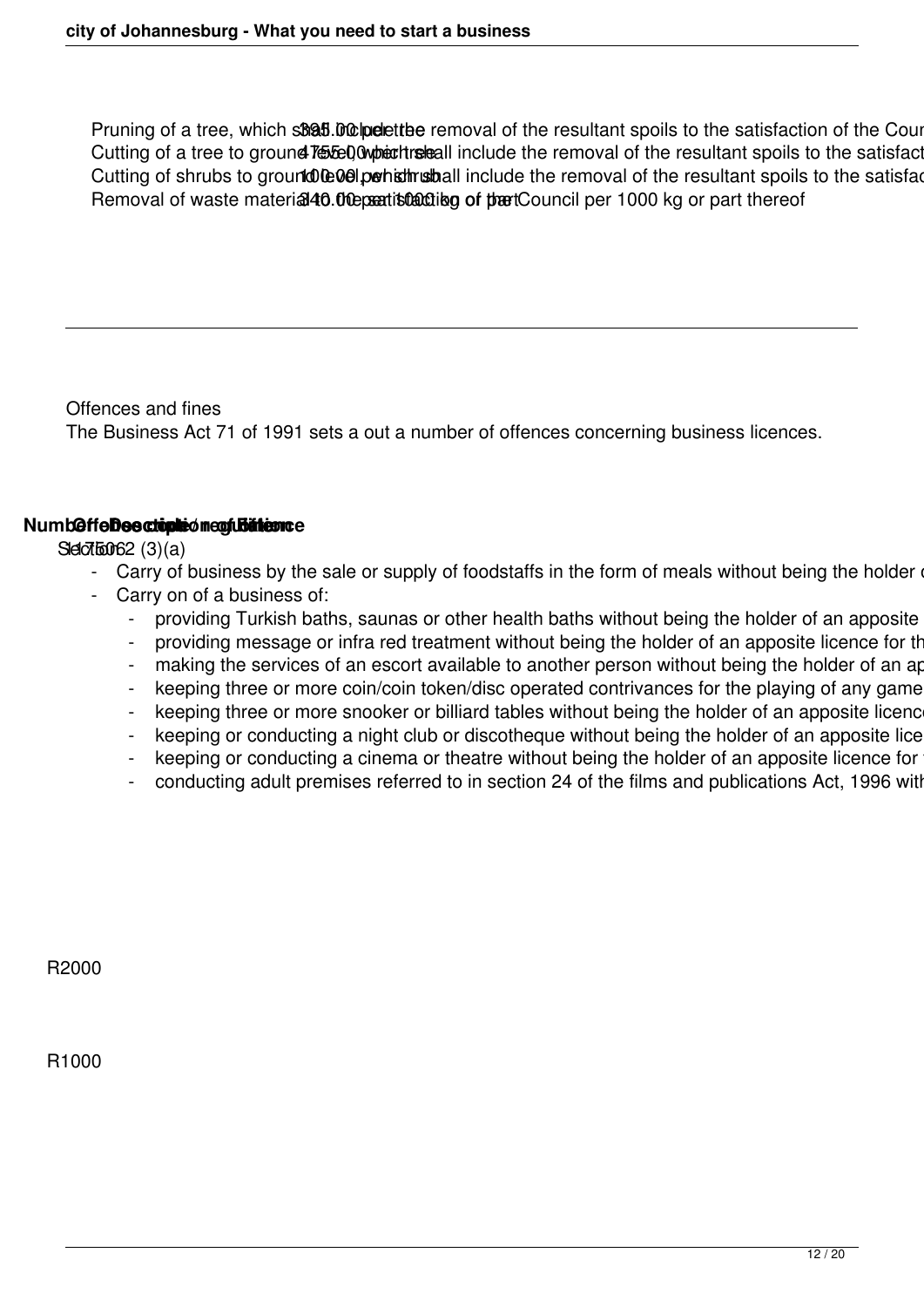| | |
|---|---|
| Pruning of a tree, which shall include the removal of the resultant spoils to the satisfaction of the Cour | 395.00 per tree |
| Cutting of a tree to ground level, which shall include the removal of the resultant spoils to the satisfact | 4755.00 per tree |
| Cutting of shrubs to ground level, which shall include the removal of the resultant spoils to the satisfac | 100.00 per shrub |
| Removal of waste material to the satisfaction of the Council per 1000 kg or part thereof | 340.00 per 1000 kg or part |

Offences and fines

The Business Act 71 of 1991 sets a out a number of offences concerning business licences.

| Number | Offence code / regulation | Description of offence | Fine |
|---|---|---|---|
| 1 | Section 2 (3)(a) | - Carry of business by the sale or supply of foodstaffs in the form of meals without being the holder o | R2000 |
| 2 | 175062 | - Carry on of a business of:<br>- providing Turkish baths, saunas or other health baths without being the holder of an apposite<br>- providing message or infra red treatment without being the holder of an apposite licence for th<br>- making the services of an escort available to another person without being the holder of an ap<br>- keeping three or more coin/coin token/disc operated contrivances for the playing of any game<br>- keeping three or more snooker or billiard tables without being the holder of an apposite licence<br>- keeping or conducting a night club or discotheque without being the holder of an apposite lice<br>- keeping or conducting a cinema or theatre without being the holder of an apposite licence for t<br>- conducting adult premises referred to in section 24 of the films and publications Act, 1996 with | R1000 |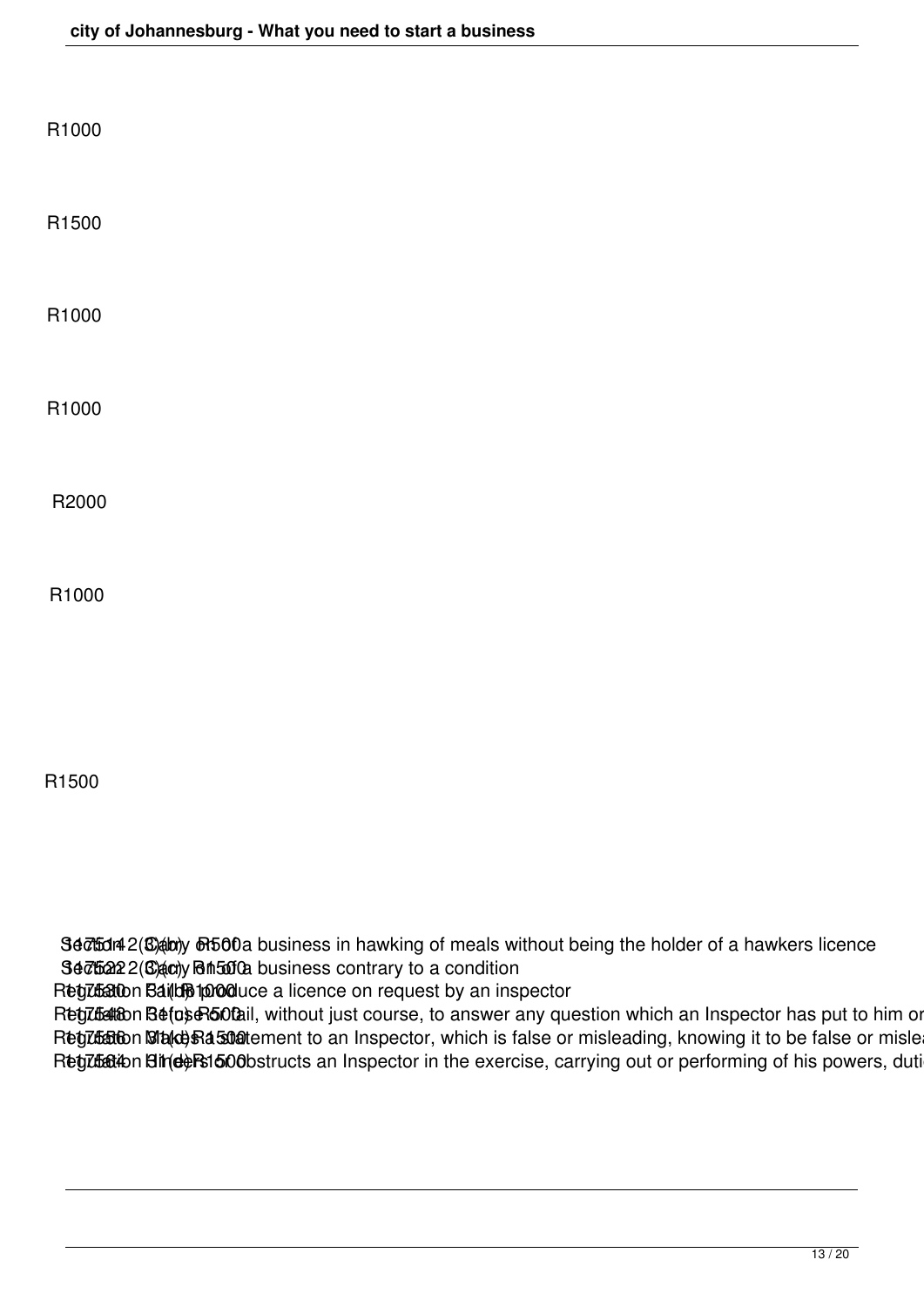R1000

R1500

R1000

R1000

R2000

R1000

R1500

| Code | Section | Offence | Fine |
| --- | --- | --- | --- |
| 147514 | Section 2(3)(b) | Carry on a business in hawking of meals without being the holder of a hawkers licence | R500 |
| 147522 | Section 2(3)(c) | Carry on a business contrary to a condition | R1500 |
| 147530 | Regulation 31(b) | Fail to produce a licence on request by an inspector | R1000 |
| 147548 | Regulation 31(c) | Refuse or fail, without just course, to answer any question which an Inspector has put to him or | R500 |
| 147556 | Regulation 31(d) | Makes a statement to an Inspector, which is false or misleading, knowing it to be false or mislea | R1500 |
| 147564 | Regulation 31(e) | Hinders or obstructs an Inspector in the exercise, carrying out or performing of his powers, duti | R1500 |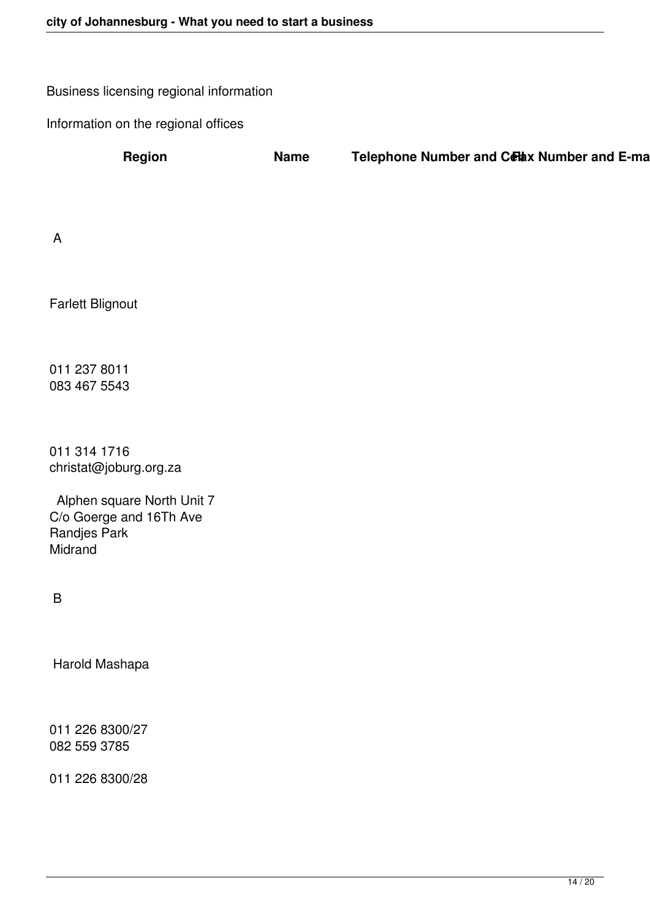Business licensing regional information

Information on the regional offices

| Region | Name | Telephone Number and Cell | Fax Number and E-mail | Address |
|---|---|---|---|---|
| A | Farlett Blignout | 011 237 8011<br>083 467 5543 | 011 314 1716<br>christat@joburg.org.za | Alphen square North Unit 7<br>C/o Goerge and 16Th Ave<br>Randjes Park<br>Midrand |
| B | Harold Mashapa | 011 226 8300/27<br>082 559 3785 | 011 226 8300/28 | |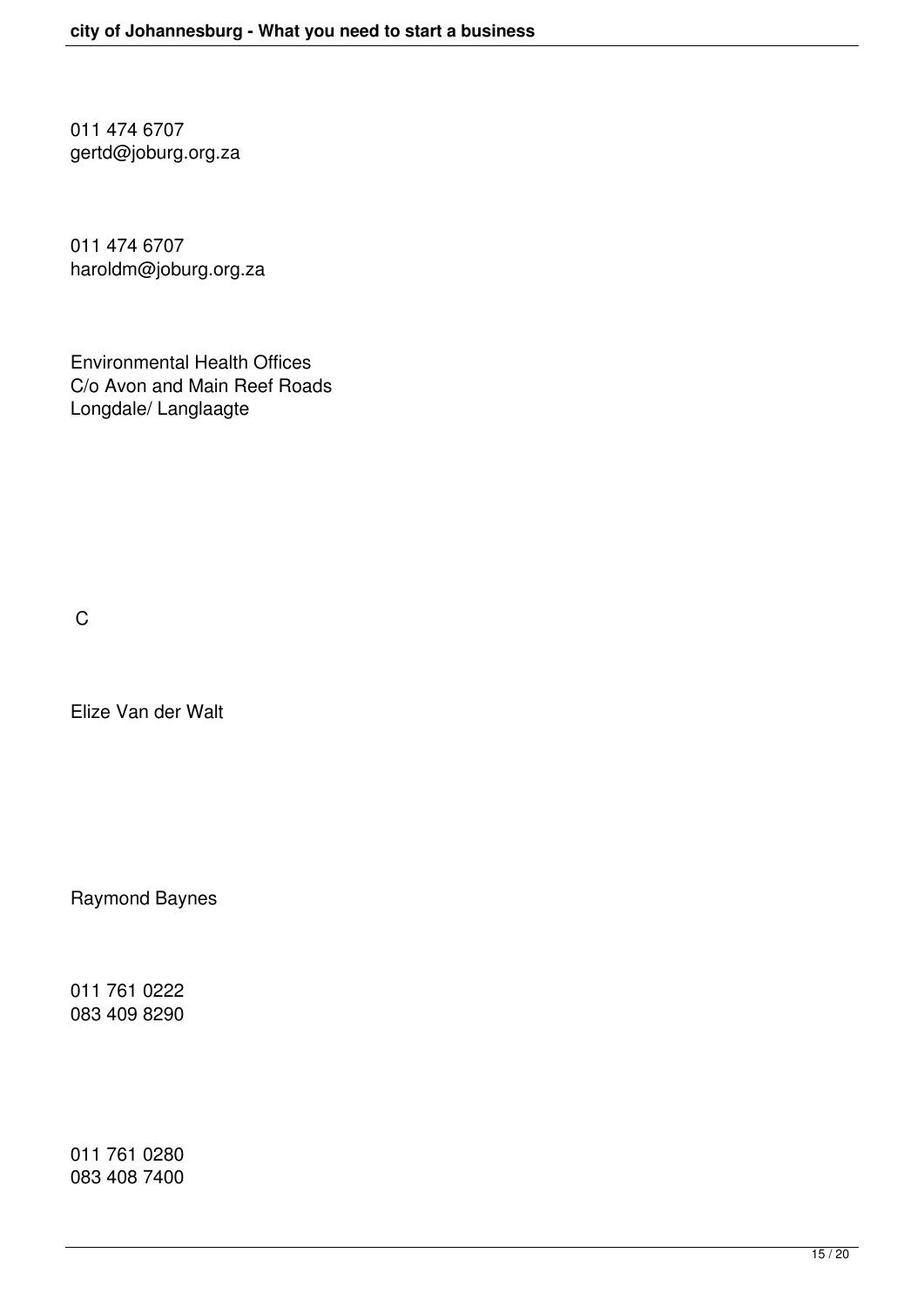011 474 6707
gertd@joburg.org.za

011 474 6707
haroldm@joburg.org.za

Environmental Health Offices
C/o Avon and Main Reef Roads
Longdale/ Langlaagte

C

Elize Van der Walt

Raymond Baynes

011 761 0222
083 409 8290

011 761 0280
083 408 7400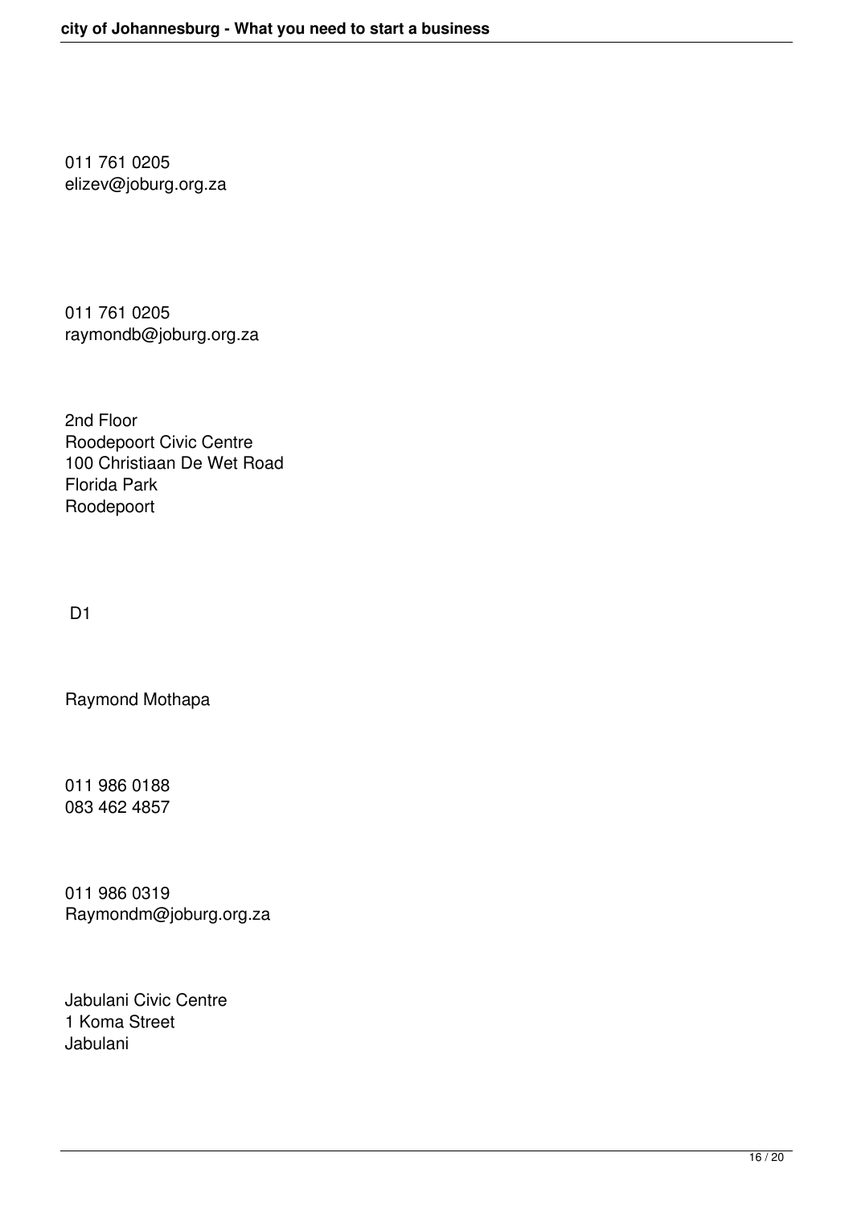011 761 0205
elizev@joburg.org.za

011 761 0205
raymondb@joburg.org.za

2nd Floor
Roodepoort Civic Centre
100 Christiaan De Wet Road
Florida Park
Roodepoort

D1

Raymond Mothapa

011 986 0188
083 462 4857

011 986 0319
Raymondm@joburg.org.za

Jabulani Civic Centre
1 Koma Street
Jabulani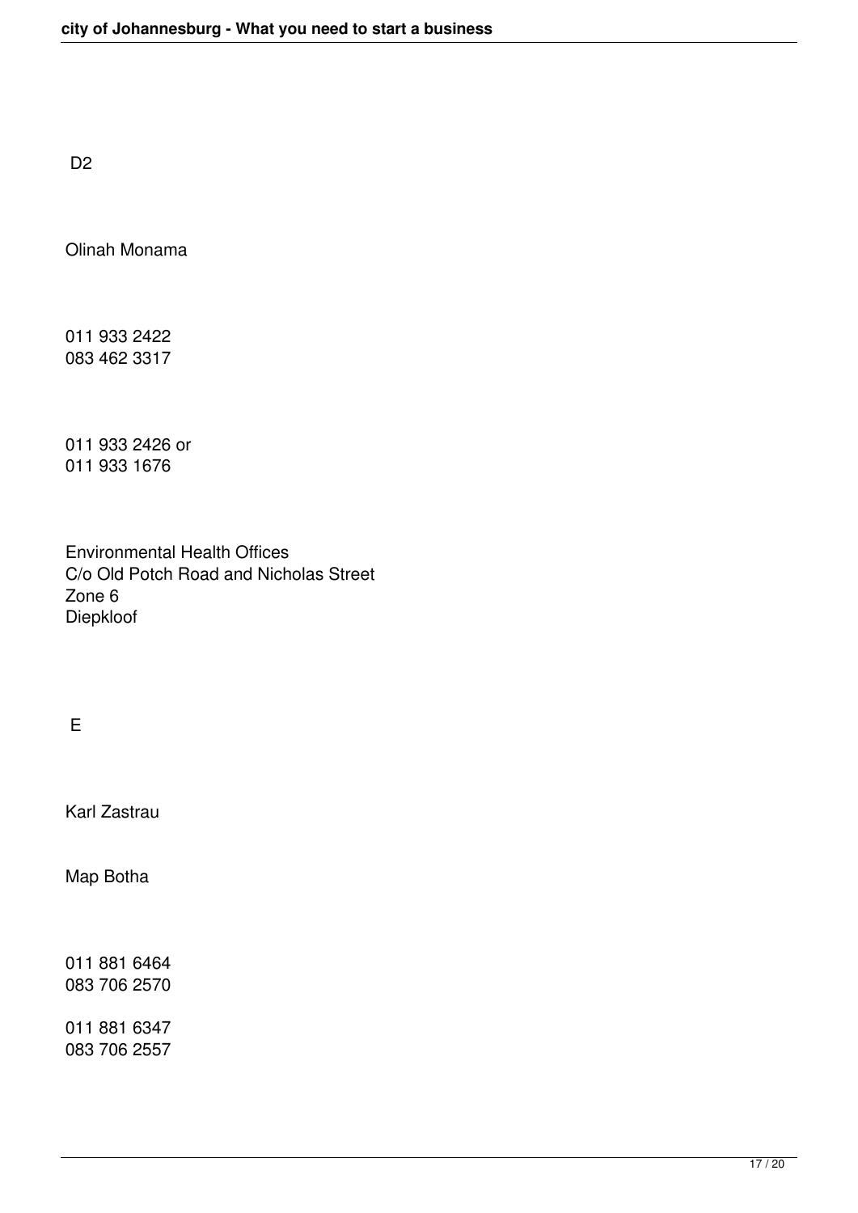D2

Olinah Monama

011 933 2422
083 462 3317

011 933 2426 or
011 933 1676

Environmental Health Offices
C/o Old Potch Road and Nicholas Street
Zone 6
Diepkloof

E

Karl Zastrau

Map Botha

011 881 6464
083 706 2570

011 881 6347
083 706 2557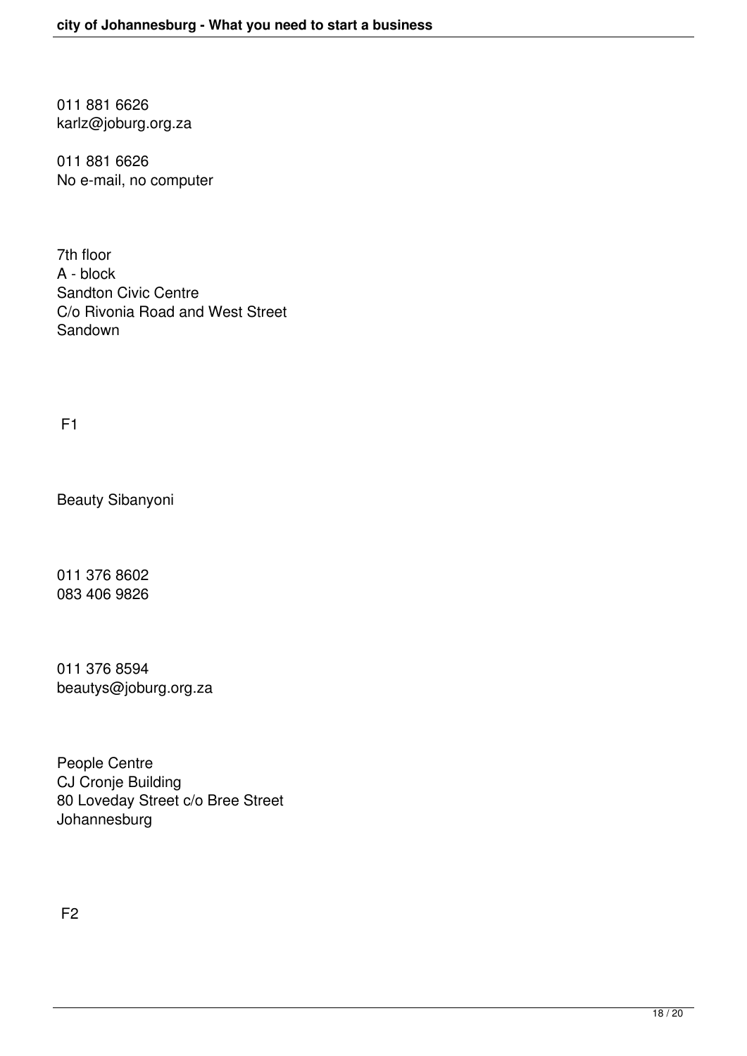011 881 6626
karlz@joburg.org.za

011 881 6626
No e-mail, no computer

7th floor
A - block
Sandton Civic Centre
C/o Rivonia Road and West Street
Sandown

F1

Beauty Sibanyoni

011 376 8602
083 406 9826

011 376 8594
beautys@joburg.org.za

People Centre
CJ Cronje Building
80 Loveday Street c/o Bree Street
Johannesburg

F2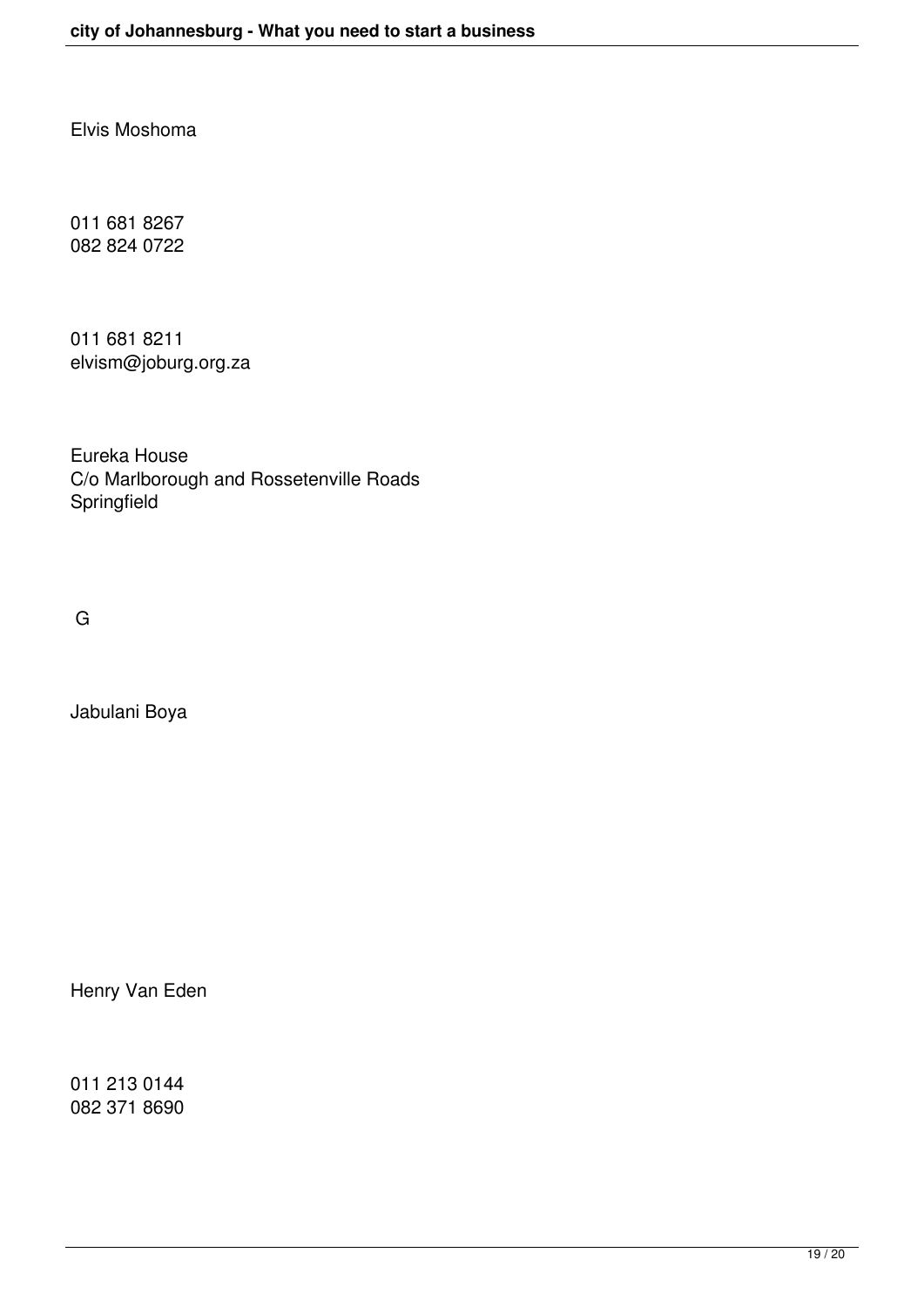Elvis Moshoma

011 681 8267
082 824 0722

011 681 8211
elvism@joburg.org.za

Eureka House
C/o Marlborough and Rossetenville Roads
Springfield

G

Jabulani Boya

Henry Van Eden

011 213 0144
082 371 8690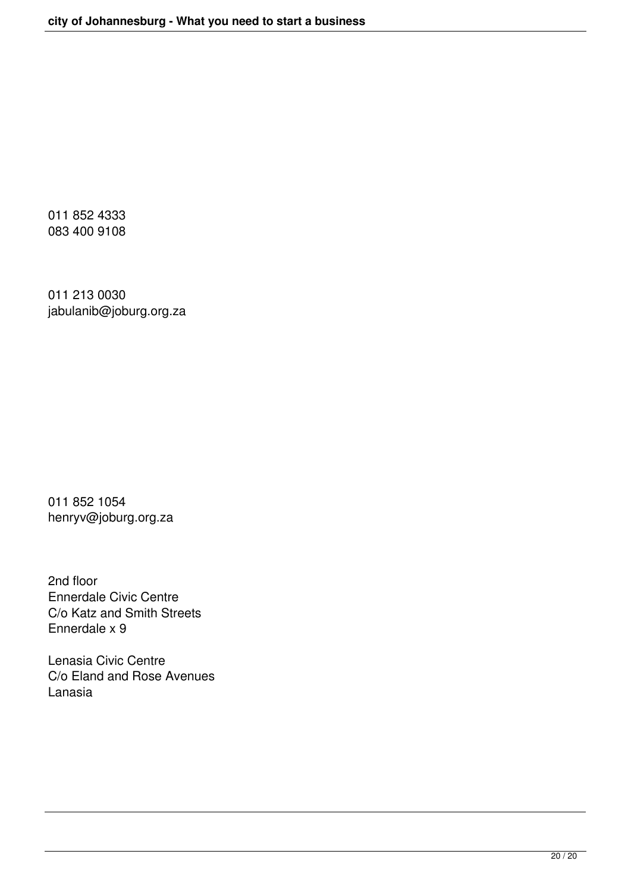011 852 4333
083 400 9108

011 213 0030
jabulanib@joburg.org.za

011 852 1054
henryv@joburg.org.za

2nd floor
Ennerdale Civic Centre
C/o Katz and Smith Streets
Ennerdale x 9

Lenasia Civic Centre
C/o Eland and Rose Avenues
Lanasia